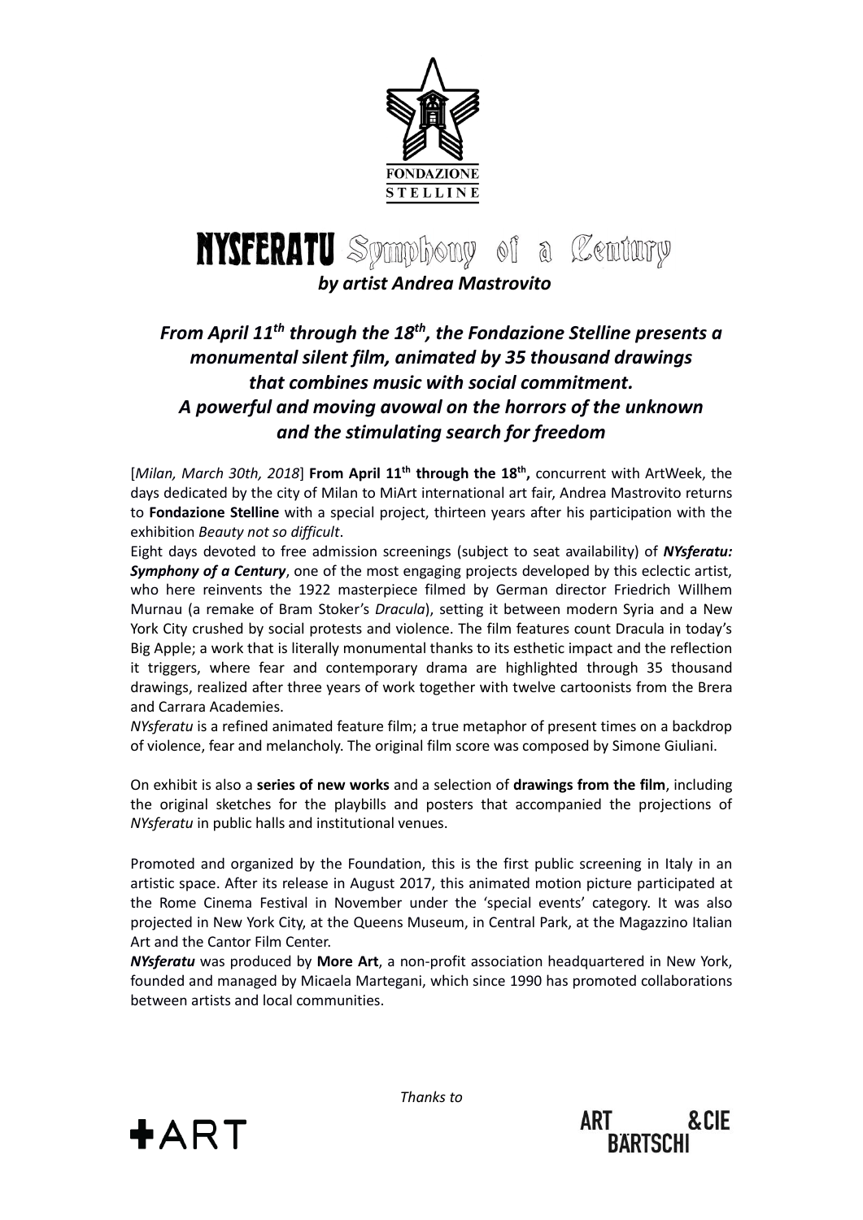FONDAZIONE STELLINE

# NYSFERATU Symphony of a Century

***by artist Andrea Mastrovito***

## *From April 11th through the 18th, the Fondazione Stelline presents a monumental silent film, animated by 35 thousand drawings that combines music with social commitment. A powerful and moving avowal on the horrors of the unknown and the stimulating search for freedom*

[*Milan, March 30th, 2018*] **From April 11th through the 18th,** concurrent with ArtWeek, the days dedicated by the city of Milan to MiArt international art fair, Andrea Mastrovito returns to **Fondazione Stelline** with a special project, thirteen years after his participation with the exhibition *Beauty not so difficult*.

Eight days devoted to free admission screenings (subject to seat availability) of ***NYsferatu: Symphony of a Century***, one of the most engaging projects developed by this eclectic artist, who here reinvents the 1922 masterpiece filmed by German director Friedrich Willhem Murnau (a remake of Bram Stoker's *Dracula*), setting it between modern Syria and a New York City crushed by social protests and violence. The film features count Dracula in today's Big Apple; a work that is literally monumental thanks to its esthetic impact and the reflection it triggers, where fear and contemporary drama are highlighted through 35 thousand drawings, realized after three years of work together with twelve cartoonists from the Brera and Carrara Academies.

*NYsferatu* is a refined animated feature film; a true metaphor of present times on a backdrop of violence, fear and melancholy. The original film score was composed by Simone Giuliani.

On exhibit is also a **series of new works** and a selection of **drawings from the film**, including the original sketches for the playbills and posters that accompanied the projections of *NYsferatu* in public halls and institutional venues.

Promoted and organized by the Foundation, this is the first public screening in Italy in an artistic space. After its release in August 2017, this animated motion picture participated at the Rome Cinema Festival in November under the 'special events' category. It was also projected in New York City, at the Queens Museum, in Central Park, at the Magazzino Italian Art and the Cantor Film Center.

***NYsferatu*** was produced by **More Art**, a non-profit association headquartered in New York, founded and managed by Micaela Martegani, which since 1990 has promoted collaborations between artists and local communities.

*Thanks to*

+ART

ART & CIE BÄRTSCHI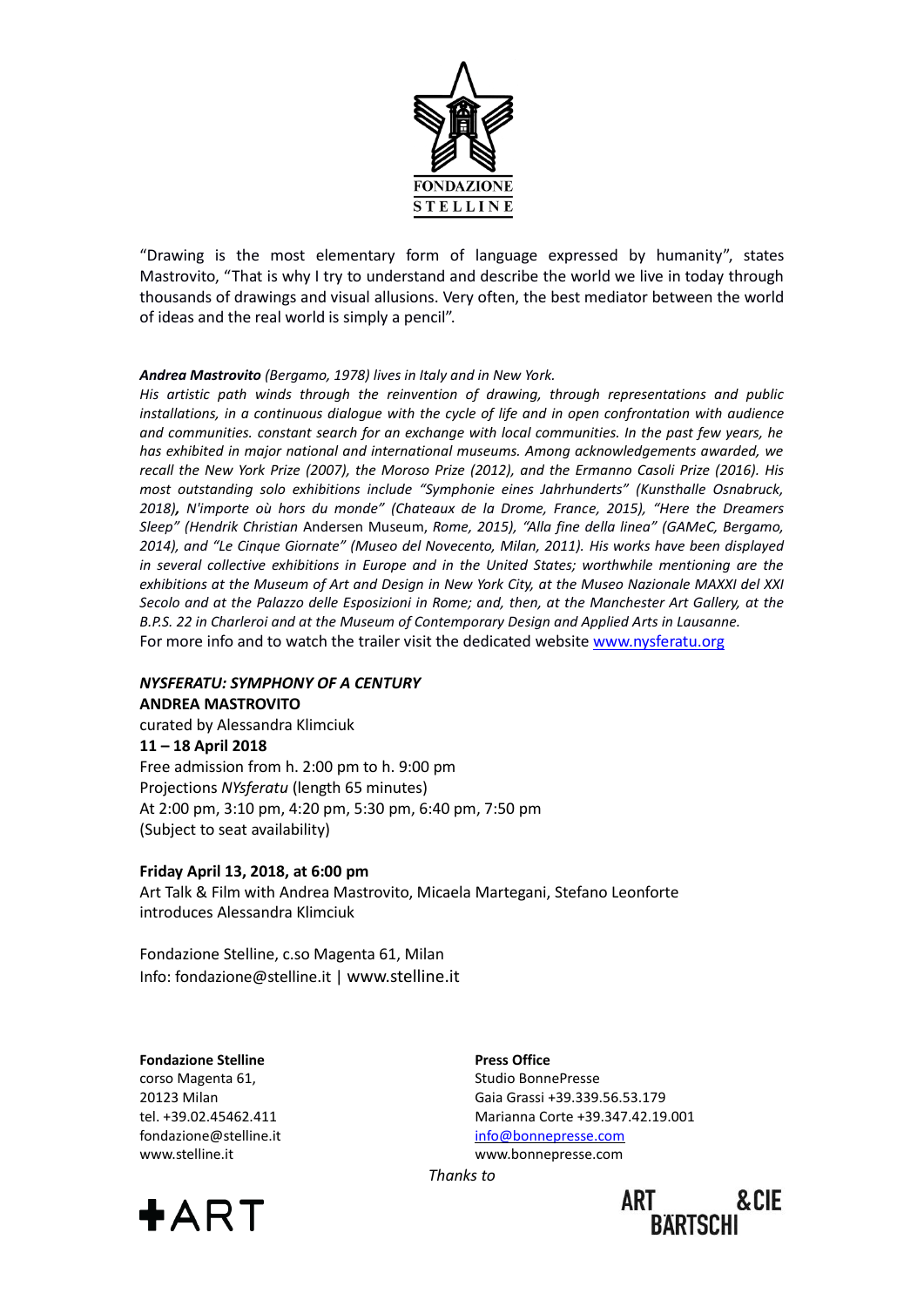"Drawing is the most elementary form of language expressed by humanity", states Mastrovito, "That is why I try to understand and describe the world we live in today through thousands of drawings and visual allusions. Very often, the best mediator between the world of ideas and the real world is simply a pencil".

***Andrea Mastrovito** (Bergamo, 1978) lives in Italy and in New York.*

*His artistic path winds through the reinvention of drawing, through representations and public installations, in a continuous dialogue with the cycle of life and in open confrontation with audience and communities. constant search for an exchange with local communities. In the past few years, he has exhibited in major national and international museums. Among acknowledgements awarded, we recall the New York Prize (2007), the Moroso Prize (2012), and the Ermanno Casoli Prize (2016). His most outstanding solo exhibitions include "Symphonie eines Jahrhunderts" (Kunsthalle Osnabruck, 2018), N'importe où hors du monde" (Chateaux de la Drome, France, 2015), "Here the Dreamers Sleep" (Hendrik Christian* Andersen Museum, *Rome, 2015), "Alla fine della linea" (GAMeC, Bergamo, 2014), and "Le Cinque Giornate" (Museo del Novecento, Milan, 2011). His works have been displayed in several collective exhibitions in Europe and in the United States; worthwhile mentioning are the exhibitions at the Museum of Art and Design in New York City, at the Museo Nazionale MAXXI del XXI Secolo and at the Palazzo delle Esposizioni in Rome; and, then, at the Manchester Art Gallery, at the B.P.S. 22 in Charleroi and at the Museum of Contemporary Design and Applied Arts in Lausanne.*
For more info and to watch the trailer visit the dedicated website www.nysferatu.org

***NYSFERATU: SYMPHONY OF A CENTURY***
**ANDREA MASTROVITO**
curated by Alessandra Klimciuk
**11 – 18 April 2018**
Free admission from h. 2:00 pm to h. 9:00 pm
Projections *NYsferatu* (length 65 minutes)
At 2:00 pm, 3:10 pm, 4:20 pm, 5:30 pm, 6:40 pm, 7:50 pm
(Subject to seat availability)

**Friday April 13, 2018, at 6:00 pm**
Art Talk & Film with Andrea Mastrovito, Micaela Martegani, Stefano Leonforte
introduces Alessandra Klimciuk

Fondazione Stelline, c.so Magenta 61, Milan
Info: fondazione@stelline.it | www.stelline.it

**Fondazione Stelline**
corso Magenta 61,
20123 Milan
tel. +39.02.45462.411
fondazione@stelline.it
www.stelline.it

**Press Office**
Studio BonnePresse
Gaia Grassi +39.339.56.53.179
Marianna Corte +39.347.42.19.001
info@bonnepresse.com
www.bonnepresse.com

*Thanks to*

+ART

ART BÄRTSCHI &CIE